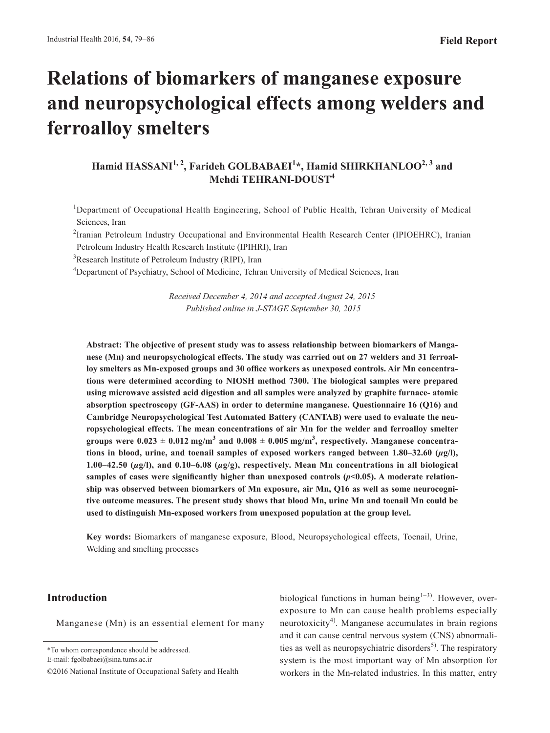Field Report

# Relations of biomarkers of manganese exposure and neuropsychological effects among welders and ferroalloy smelters

**Hamid HASSANI[1, 2], Farideh GOLBABAEI[1]*, Hamid SHIRKHANLOO[2, 3] and Mehdi TEHRANI-DOUST[4]**

[1]Department of Occupational Health Engineering, School of Public Health, Tehran University of Medical Sciences, Iran

[2]Iranian Petroleum Industry Occupational and Environmental Health Research Center (IPIOEHRC), Iranian Petroleum Industry Health Research Institute (IPIHRI), Iran

[3]Research Institute of Petroleum Industry (RIPI), Iran

[4]Department of Psychiatry, School of Medicine, Tehran University of Medical Sciences, Iran

*Received December 4, 2014 and accepted August 24, 2015*
*Published online in J-STAGE September 30, 2015*

**Abstract: The objective of present study was to assess relationship between biomarkers of Manganese (Mn) and neuropsychological effects. The study was carried out on 27 welders and 31 ferroalloy smelters as Mn-exposed groups and 30 office workers as unexposed controls. Air Mn concentrations were determined according to NIOSH method 7300. The biological samples were prepared using microwave assisted acid digestion and all samples were analyzed by graphite furnace- atomic absorption spectroscopy (GF-AAS) in order to determine manganese. Questionnaire 16 (Q16) and Cambridge Neuropsychological Test Automated Battery (CANTAB) were used to evaluate the neuropsychological effects. The mean concentrations of air Mn for the welder and ferroalloy smelter groups were 0.023 ± 0.012 mg/m$^3$ and 0.008 ± 0.005 mg/m$^3$, respectively. Manganese concentrations in blood, urine, and toenail samples of exposed workers ranged between 1.80–32.60 ($\mu$g/l), 1.00–42.50 ($\mu$g/l), and 0.10–6.08 ($\mu$g/g), respectively. Mean Mn concentrations in all biological samples of cases were significantly higher than unexposed controls ($p$<0.05). A moderate relationship was observed between biomarkers of Mn exposure, air Mn, Q16 as well as some neurocognitive outcome measures. The present study shows that blood Mn, urine Mn and toenail Mn could be used to distinguish Mn-exposed workers from unexposed population at the group level.**

**Key words:** Biomarkers of manganese exposure, Blood, Neuropsychological effects, Toenail, Urine, Welding and smelting processes

## Introduction

Manganese (Mn) is an essential element for many biological functions in human being[1–3]. However, over-exposure to Mn can cause health problems especially neurotoxicity[4]. Manganese accumulates in brain regions and it can cause central nervous system (CNS) abnormalities as well as neuropsychiatric disorders[5]. The respiratory system is the most important way of Mn absorption for workers in the Mn-related industries. In this matter, entry

*To whom correspondence should be addressed.
E-mail: fgolbabaei@sina.tums.ac.ir

©2016 National Institute of Occupational Safety and Health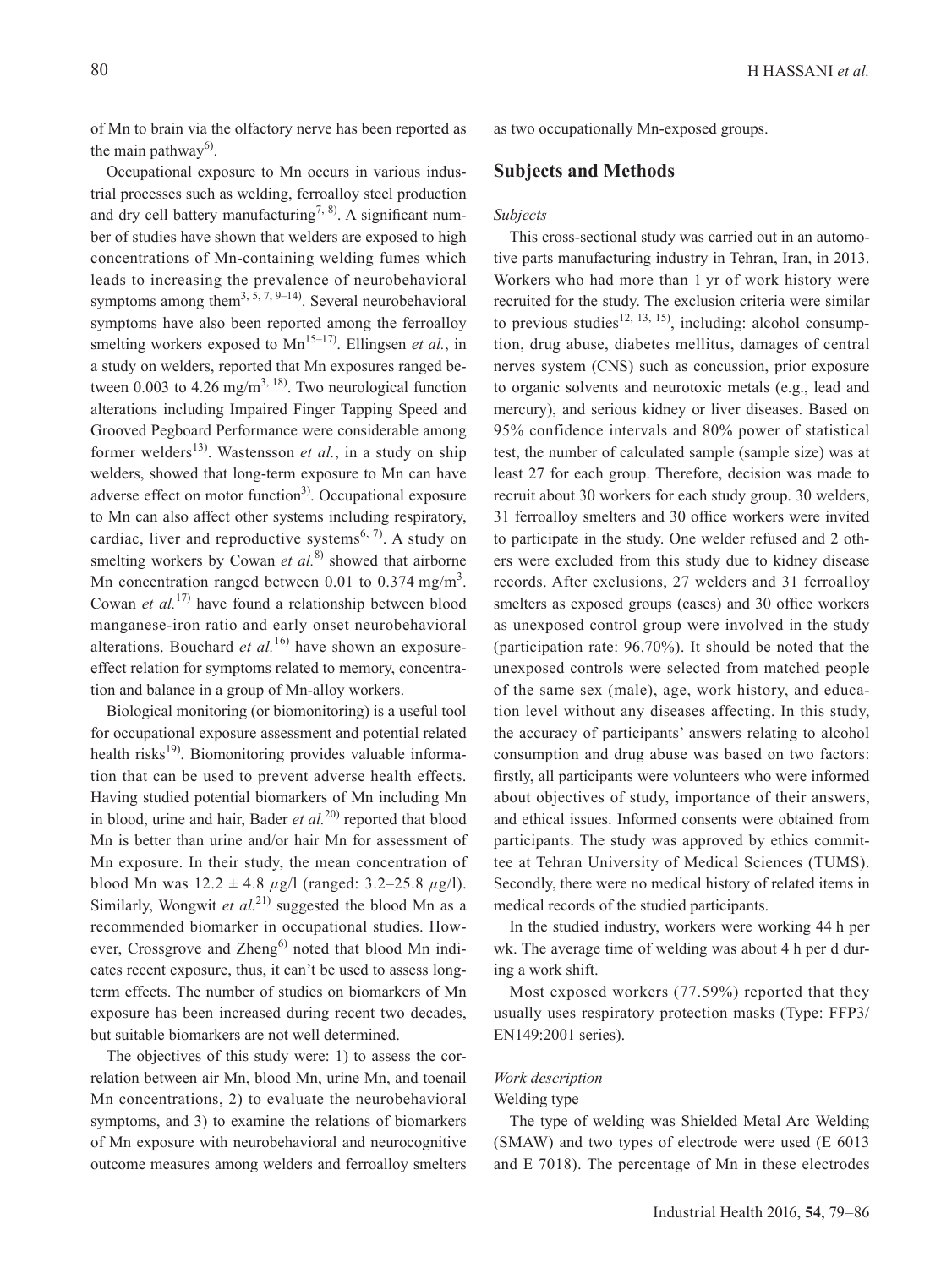of Mn to brain via the olfactory nerve has been reported as the main pathway[6].

Occupational exposure to Mn occurs in various industrial processes such as welding, ferroalloy steel production and dry cell battery manufacturing[7, 8]. A significant number of studies have shown that welders are exposed to high concentrations of Mn-containing welding fumes which leads to increasing the prevalence of neurobehavioral symptoms among them[3, 5, 7, 9–14]. Several neurobehavioral symptoms have also been reported among the ferroalloy smelting workers exposed to Mn[15–17]. Ellingsen *et al.*, in a study on welders, reported that Mn exposures ranged between 0.003 to 4.26 mg/m$^3$[3, 18]. Two neurological function alterations including Impaired Finger Tapping Speed and Grooved Pegboard Performance were considerable among former welders[13]. Wastensson *et al.*, in a study on ship welders, showed that long-term exposure to Mn can have adverse effect on motor function[3]. Occupational exposure to Mn can also affect other systems including respiratory, cardiac, liver and reproductive systems[6, 7]. A study on smelting workers by Cowan *et al.*[8] showed that airborne Mn concentration ranged between 0.01 to 0.374 mg/m$^3$. Cowan *et al.*[17] have found a relationship between blood manganese-iron ratio and early onset neurobehavioral alterations. Bouchard *et al.*[16] have shown an exposure-effect relation for symptoms related to memory, concentration and balance in a group of Mn-alloy workers.

Biological monitoring (or biomonitoring) is a useful tool for occupational exposure assessment and potential related health risks[19]. Biomonitoring provides valuable information that can be used to prevent adverse health effects. Having studied potential biomarkers of Mn including Mn in blood, urine and hair, Bader *et al.*[20] reported that blood Mn is better than urine and/or hair Mn for assessment of Mn exposure. In their study, the mean concentration of blood Mn was 12.2 ± 4.8 $\mu$g/l (ranged: 3.2–25.8 $\mu$g/l). Similarly, Wongwit *et al.*[21] suggested the blood Mn as a recommended biomarker in occupational studies. However, Crossgrove and Zheng[6] noted that blood Mn indicates recent exposure, thus, it can't be used to assess long-term effects. The number of studies on biomarkers of Mn exposure has been increased during recent two decades, but suitable biomarkers are not well determined.

The objectives of this study were: 1) to assess the correlation between air Mn, blood Mn, urine Mn, and toenail Mn concentrations, 2) to evaluate the neurobehavioral symptoms, and 3) to examine the relations of biomarkers of Mn exposure with neurobehavioral and neurocognitive outcome measures among welders and ferroalloy smelters as two occupationally Mn-exposed groups.

## Subjects and Methods

### *Subjects*

This cross-sectional study was carried out in an automotive parts manufacturing industry in Tehran, Iran, in 2013. Workers who had more than 1 yr of work history were recruited for the study. The exclusion criteria were similar to previous studies[12, 13, 15], including: alcohol consumption, drug abuse, diabetes mellitus, damages of central nerves system (CNS) such as concussion, prior exposure to organic solvents and neurotoxic metals (e.g., lead and mercury), and serious kidney or liver diseases. Based on 95% confidence intervals and 80% power of statistical test, the number of calculated sample (sample size) was at least 27 for each group. Therefore, decision was made to recruit about 30 workers for each study group. 30 welders, 31 ferroalloy smelters and 30 office workers were invited to participate in the study. One welder refused and 2 others were excluded from this study due to kidney disease records. After exclusions, 27 welders and 31 ferroalloy smelters as exposed groups (cases) and 30 office workers as unexposed control group were involved in the study (participation rate: 96.70%). It should be noted that the unexposed controls were selected from matched people of the same sex (male), age, work history, and education level without any diseases affecting. In this study, the accuracy of participants' answers relating to alcohol consumption and drug abuse was based on two factors: firstly, all participants were volunteers who were informed about objectives of study, importance of their answers, and ethical issues. Informed consents were obtained from participants. The study was approved by ethics committee at Tehran University of Medical Sciences (TUMS). Secondly, there were no medical history of related items in medical records of the studied participants.

In the studied industry, workers were working 44 h per wk. The average time of welding was about 4 h per d during a work shift.

Most exposed workers (77.59%) reported that they usually uses respiratory protection masks (Type: FFP3/EN149:2001 series).

### *Work description*

#### Welding type

The type of welding was Shielded Metal Arc Welding (SMAW) and two types of electrode were used (E 6013 and E 7018). The percentage of Mn in these electrodes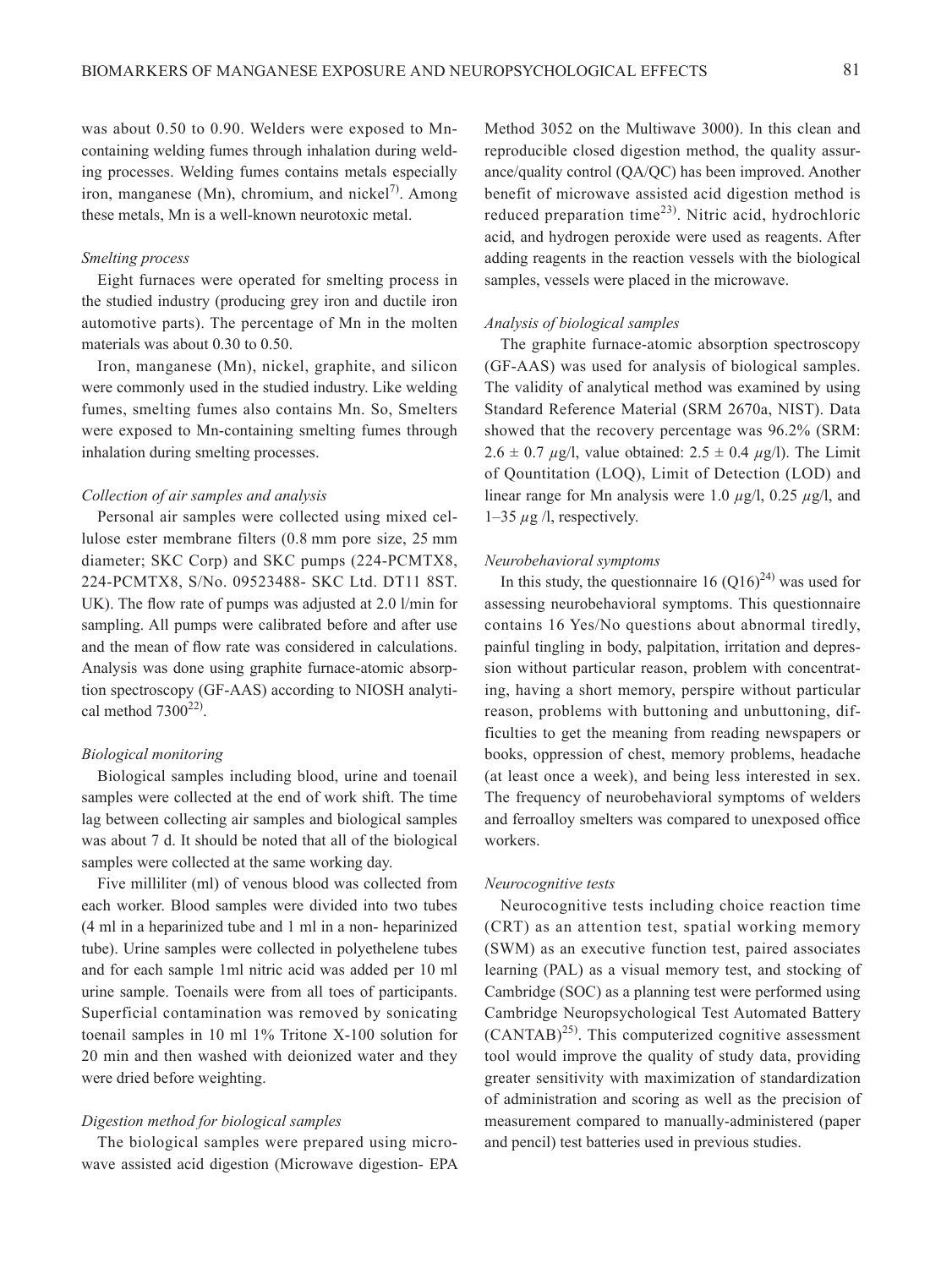was about 0.50 to 0.90. Welders were exposed to Mn-containing welding fumes through inhalation during welding processes. Welding fumes contains metals especially iron, manganese (Mn), chromium, and nickel[7]. Among these metals, Mn is a well-known neurotoxic metal.

### *Smelting process*

Eight furnaces were operated for smelting process in the studied industry (producing grey iron and ductile iron automotive parts). The percentage of Mn in the molten materials was about 0.30 to 0.50.

Iron, manganese (Mn), nickel, graphite, and silicon were commonly used in the studied industry. Like welding fumes, smelting fumes also contains Mn. So, Smelters were exposed to Mn-containing smelting fumes through inhalation during smelting processes.

### *Collection of air samples and analysis*

Personal air samples were collected using mixed cellulose ester membrane filters (0.8 mm pore size, 25 mm diameter; SKC Corp) and SKC pumps (224-PCMTX8, 224-PCMTX8, S/No. 09523488- SKC Ltd. DT11 8ST. UK). The flow rate of pumps was adjusted at 2.0 l/min for sampling. All pumps were calibrated before and after use and the mean of flow rate was considered in calculations. Analysis was done using graphite furnace-atomic absorption spectroscopy (GF-AAS) according to NIOSH analytical method 7300[22].

### *Biological monitoring*

Biological samples including blood, urine and toenail samples were collected at the end of work shift. The time lag between collecting air samples and biological samples was about 7 d. It should be noted that all of the biological samples were collected at the same working day.

Five milliliter (ml) of venous blood was collected from each worker. Blood samples were divided into two tubes (4 ml in a heparinized tube and 1 ml in a non- heparinized tube). Urine samples were collected in polyethelene tubes and for each sample 1ml nitric acid was added per 10 ml urine sample. Toenails were from all toes of participants. Superficial contamination was removed by sonicating toenail samples in 10 ml 1% Tritone X-100 solution for 20 min and then washed with deionized water and they were dried before weighting.

### *Digestion method for biological samples*

The biological samples were prepared using microwave assisted acid digestion (Microwave digestion- EPA Method 3052 on the Multiwave 3000). In this clean and reproducible closed digestion method, the quality assurance/quality control (QA/QC) has been improved. Another benefit of microwave assisted acid digestion method is reduced preparation time[23]. Nitric acid, hydrochloric acid, and hydrogen peroxide were used as reagents. After adding reagents in the reaction vessels with the biological samples, vessels were placed in the microwave.

### *Analysis of biological samples*

The graphite furnace-atomic absorption spectroscopy (GF-AAS) was used for analysis of biological samples. The validity of analytical method was examined by using Standard Reference Material (SRM 2670a, NIST). Data showed that the recovery percentage was 96.2% (SRM: $2.6 \pm 0.7$ $\mu$g/l, value obtained: $2.5 \pm 0.4$ $\mu$g/l). The Limit of Qountitation (LOQ), Limit of Detection (LOD) and linear range for Mn analysis were 1.0 $\mu$g/l, 0.25 $\mu$g/l, and 1–35 $\mu$g /l, respectively.

### *Neurobehavioral symptoms*

In this study, the questionnaire 16 (Q16)[24] was used for assessing neurobehavioral symptoms. This questionnaire contains 16 Yes/No questions about abnormal tiredly, painful tingling in body, palpitation, irritation and depression without particular reason, problem with concentrating, having a short memory, perspire without particular reason, problems with buttoning and unbuttoning, difficulties to get the meaning from reading newspapers or books, oppression of chest, memory problems, headache (at least once a week), and being less interested in sex. The frequency of neurobehavioral symptoms of welders and ferroalloy smelters was compared to unexposed office workers.

### *Neurocognitive tests*

Neurocognitive tests including choice reaction time (CRT) as an attention test, spatial working memory (SWM) as an executive function test, paired associates learning (PAL) as a visual memory test, and stocking of Cambridge (SOC) as a planning test were performed using Cambridge Neuropsychological Test Automated Battery (CANTAB)[25]. This computerized cognitive assessment tool would improve the quality of study data, providing greater sensitivity with maximization of standardization of administration and scoring as well as the precision of measurement compared to manually-administered (paper and pencil) test batteries used in previous studies.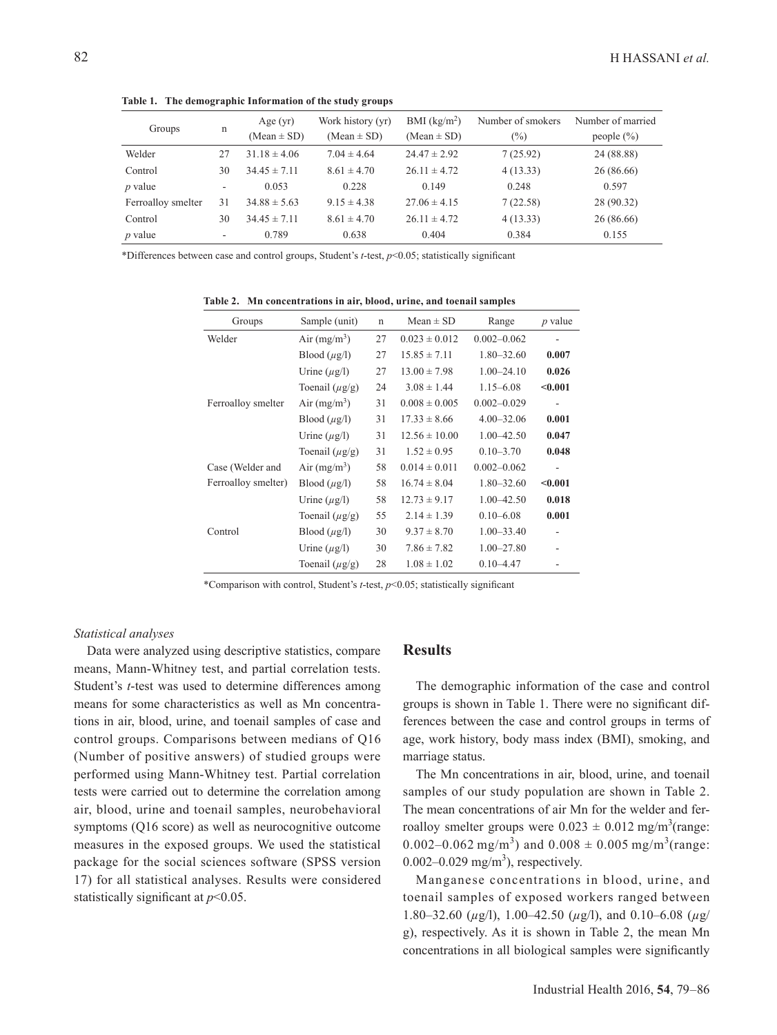**Table 1. The demographic Information of the study groups**

| Groups | n | Age (yr) (Mean ± SD) | Work history (yr) (Mean ± SD) | BMI (kg/m$^2$) (Mean ± SD) | Number of smokers (%) | Number of married people (%) |
|---|---|---|---|---|---|---|
| Welder | 27 | 31.18 ± 4.06 | 7.04 ± 4.64 | 24.47 ± 2.92 | 7 (25.92) | 24 (88.88) |
| Control | 30 | 34.45 ± 7.11 | 8.61 ± 4.70 | 26.11 ± 4.72 | 4 (13.33) | 26 (86.66) |
| *p* value | - | 0.053 | 0.228 | 0.149 | 0.248 | 0.597 |
| Ferroalloy smelter | 31 | 34.88 ± 5.63 | 9.15 ± 4.38 | 27.06 ± 4.15 | 7 (22.58) | 28 (90.32) |
| Control | 30 | 34.45 ± 7.11 | 8.61 ± 4.70 | 26.11 ± 4.72 | 4 (13.33) | 26 (86.66) |
| *p* value | - | 0.789 | 0.638 | 0.404 | 0.384 | 0.155 |

*Differences between case and control groups, Student's *t*-test, $p<0.05$; statistically significant

**Table 2. Mn concentrations in air, blood, urine, and toenail samples**

| Groups | Sample (unit) | n | Mean ± SD | Range | *p* value |
|---|---|---|---|---|---|
| Welder | Air (mg/m$^3$) | 27 | 0.023 ± 0.012 | 0.002–0.062 | - |
| | Blood ($\mu$g/l) | 27 | 15.85 ± 7.11 | 1.80–32.60 | **0.007** |
| | Urine ($\mu$g/l) | 27 | 13.00 ± 7.98 | 1.00–24.10 | **0.026** |
| | Toenail ($\mu$g/g) | 24 | 3.08 ± 1.44 | 1.15–6.08 | **<0.001** |
| Ferroalloy smelter | Air (mg/m$^3$) | 31 | 0.008 ± 0.005 | 0.002–0.029 | - |
| | Blood ($\mu$g/l) | 31 | 17.33 ± 8.66 | 4.00–32.06 | **0.001** |
| | Urine ($\mu$g/l) | 31 | 12.56 ± 10.00 | 1.00–42.50 | **0.047** |
| | Toenail ($\mu$g/g) | 31 | 1.52 ± 0.95 | 0.10–3.70 | **0.048** |
| Case (Welder and Ferroalloy smelter) | Air (mg/m$^3$) | 58 | 0.014 ± 0.011 | 0.002–0.062 | - |
| | Blood ($\mu$g/l) | 58 | 16.74 ± 8.04 | 1.80–32.60 | **<0.001** |
| | Urine ($\mu$g/l) | 58 | 12.73 ± 9.17 | 1.00–42.50 | **0.018** |
| | Toenail ($\mu$g/g) | 55 | 2.14 ± 1.39 | 0.10–6.08 | **0.001** |
| Control | Blood ($\mu$g/l) | 30 | 9.37 ± 8.70 | 1.00–33.40 | - |
| | Urine ($\mu$g/l) | 30 | 7.86 ± 7.82 | 1.00–27.80 | - |
| | Toenail ($\mu$g/g) | 28 | 1.08 ± 1.02 | 0.10–4.47 | - |

*Comparison with control, Student's *t*-test, $p<0.05$; statistically significant

### *Statistical analyses*

Data were analyzed using descriptive statistics, compare means, Mann-Whitney test, and partial correlation tests. Student's *t*-test was used to determine differences among means for some characteristics as well as Mn concentrations in air, blood, urine, and toenail samples of case and control groups. Comparisons between medians of Q16 (Number of positive answers) of studied groups were performed using Mann-Whitney test. Partial correlation tests were carried out to determine the correlation among air, blood, urine and toenail samples, neurobehavioral symptoms (Q16 score) as well as neurocognitive outcome measures in the exposed groups. We used the statistical package for the social sciences software (SPSS version 17) for all statistical analyses. Results were considered statistically significant at $p<0.05$.

## Results

The demographic information of the case and control groups is shown in Table 1. There were no significant differences between the case and control groups in terms of age, work history, body mass index (BMI), smoking, and marriage status.

The Mn concentrations in air, blood, urine, and toenail samples of our study population are shown in Table 2. The mean concentrations of air Mn for the welder and ferroalloy smelter groups were $0.023 \pm 0.012$ mg/m$^3$(range: 0.002–0.062 mg/m$^3$) and $0.008 \pm 0.005$ mg/m$^3$(range: 0.002–0.029 mg/m$^3$), respectively.

Manganese concentrations in blood, urine, and toenail samples of exposed workers ranged between 1.80–32.60 ($\mu$g/l), 1.00–42.50 ($\mu$g/l), and 0.10–6.08 ($\mu$g/g), respectively. As it is shown in Table 2, the mean Mn concentrations in all biological samples were significantly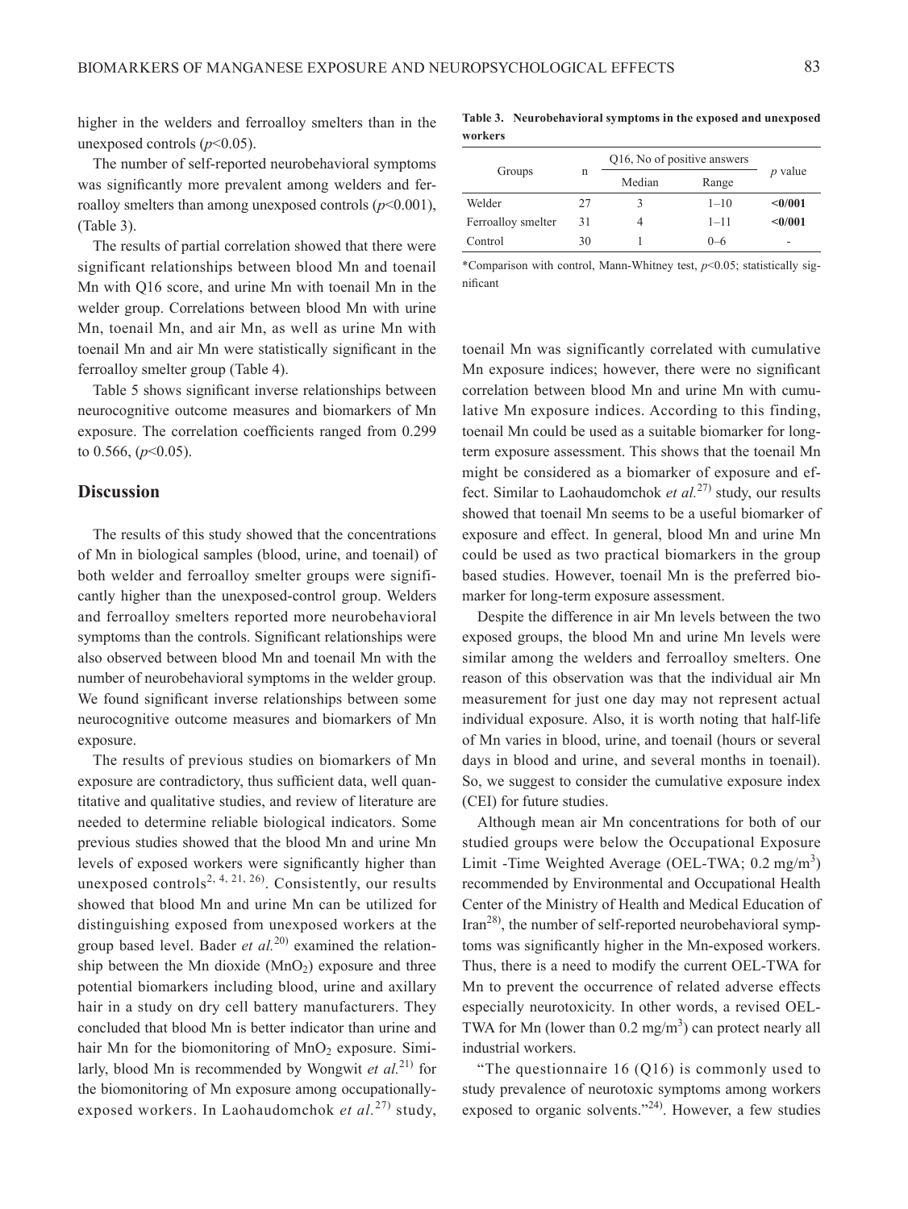higher in the welders and ferroalloy smelters than in the unexposed controls ($p<0.05$).

The number of self-reported neurobehavioral symptoms was significantly more prevalent among welders and ferroalloy smelters than among unexposed controls ($p<0.001$), (Table 3).

The results of partial correlation showed that there were significant relationships between blood Mn and toenail Mn with Q16 score, and urine Mn with toenail Mn in the welder group. Correlations between blood Mn with urine Mn, toenail Mn, and air Mn, as well as urine Mn with toenail Mn and air Mn were statistically significant in the ferroalloy smelter group (Table 4).

Table 5 shows significant inverse relationships between neurocognitive outcome measures and biomarkers of Mn exposure. The correlation coefficients ranged from 0.299 to 0.566, ($p<0.05$).

**Table 3. Neurobehavioral symptoms in the exposed and unexposed workers**

| Groups | n | Q16, No of positive answers | | *p* value |
|---|---|---|---|---|
| | | Median | Range | |
| Welder | 27 | 3 | 1–10 | **<0/001** |
| Ferroalloy smelter | 31 | 4 | 1–11 | **<0/001** |
| Control | 30 | 1 | 0–6 | - |

*Comparison with control, Mann-Whitney test, $p<0.05$; statistically significant

## Discussion

The results of this study showed that the concentrations of Mn in biological samples (blood, urine, and toenail) of both welder and ferroalloy smelter groups were significantly higher than the unexposed-control group. Welders and ferroalloy smelters reported more neurobehavioral symptoms than the controls. Significant relationships were also observed between blood Mn and toenail Mn with the number of neurobehavioral symptoms in the welder group. We found significant inverse relationships between some neurocognitive outcome measures and biomarkers of Mn exposure.

The results of previous studies on biomarkers of Mn exposure are contradictory, thus sufficient data, well quantitative and qualitative studies, and review of literature are needed to determine reliable biological indicators. Some previous studies showed that the blood Mn and urine Mn levels of exposed workers were significantly higher than unexposed controls[2, 4, 21, 26]. Consistently, our results showed that blood Mn and urine Mn can be utilized for distinguishing exposed from unexposed workers at the group based level. Bader *et al.*[20] examined the relationship between the Mn dioxide ($MnO_2$) exposure and three potential biomarkers including blood, urine and axillary hair in a study on dry cell battery manufacturers. They concluded that blood Mn is better indicator than urine and hair Mn for the biomonitoring of $MnO_2$ exposure. Similarly, blood Mn is recommended by Wongwit *et al.*[21] for the biomonitoring of Mn exposure among occupationally-exposed workers. In Laohaudomchok *et al.*[27] study, toenail Mn was significantly correlated with cumulative Mn exposure indices; however, there were no significant correlation between blood Mn and urine Mn with cumulative Mn exposure indices. According to this finding, toenail Mn could be used as a suitable biomarker for long-term exposure assessment. This shows that the toenail Mn might be considered as a biomarker of exposure and effect. Similar to Laohaudomchok *et al.*[27] study, our results showed that toenail Mn seems to be a useful biomarker of exposure and effect. In general, blood Mn and urine Mn could be used as two practical biomarkers in the group based studies. However, toenail Mn is the preferred biomarker for long-term exposure assessment.

Despite the difference in air Mn levels between the two exposed groups, the blood Mn and urine Mn levels were similar among the welders and ferroalloy smelters. One reason of this observation was that the individual air Mn measurement for just one day may not represent actual individual exposure. Also, it is worth noting that half-life of Mn varies in blood, urine, and toenail (hours or several days in blood and urine, and several months in toenail). So, we suggest to consider the cumulative exposure index (CEI) for future studies.

Although mean air Mn concentrations for both of our studied groups were below the Occupational Exposure Limit -Time Weighted Average (OEL-TWA; 0.2 mg/m$^3$) recommended by Environmental and Occupational Health Center of the Ministry of Health and Medical Education of Iran[28], the number of self-reported neurobehavioral symptoms was significantly higher in the Mn-exposed workers. Thus, there is a need to modify the current OEL-TWA for Mn to prevent the occurrence of related adverse effects especially neurotoxicity. In other words, a revised OEL-TWA for Mn (lower than 0.2 mg/m$^3$) can protect nearly all industrial workers.

"The questionnaire 16 (Q16) is commonly used to study prevalence of neurotoxic symptoms among workers exposed to organic solvents."[24]. However, a few studies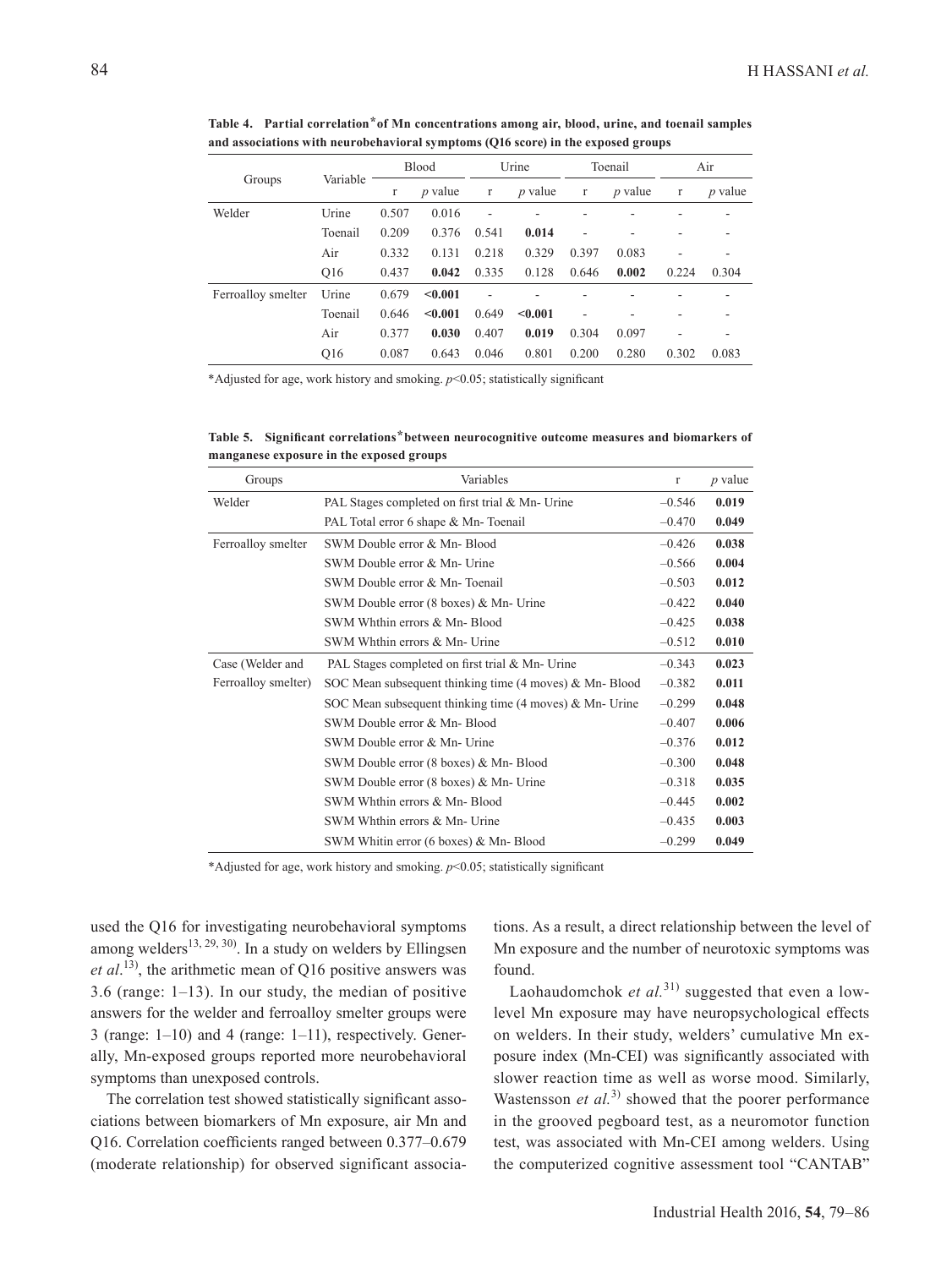**Table 4. Partial correlation\*of Mn concentrations among air, blood, urine, and toenail samples and associations with neurobehavioral symptoms (Q16 score) in the exposed groups**

| Groups | Variable | Blood | | Urine | | Toenail | | Air | |
|---|---|---|---|---|---|---|---|---|---|
| | | r | *p* value | r | *p* value | r | *p* value | r | *p* value |
| Welder | Urine | 0.507 | 0.016 | - | - | - | - | - | - |
| | Toenail | 0.209 | 0.376 | 0.541 | **0.014** | - | - | - | - |
| | Air | 0.332 | 0.131 | 0.218 | 0.329 | 0.397 | 0.083 | - | - |
| | Q16 | 0.437 | **0.042** | 0.335 | 0.128 | 0.646 | **0.002** | 0.224 | 0.304 |
| Ferroalloy smelter | Urine | 0.679 | **<0.001** | - | - | - | - | - | - |
| | Toenail | 0.646 | **<0.001** | 0.649 | **<0.001** | - | - | - | - |
| | Air | 0.377 | **0.030** | 0.407 | **0.019** | 0.304 | 0.097 | - | - |
| | Q16 | 0.087 | 0.643 | 0.046 | 0.801 | 0.200 | 0.280 | 0.302 | 0.083 |

\*Adjusted for age, work history and smoking. $p<0.05$; statistically significant

**Table 5. Significant correlations\*between neurocognitive outcome measures and biomarkers of manganese exposure in the exposed groups**

| Groups | Variables | r | *p* value |
|---|---|---|---|
| Welder | PAL Stages completed on first trial & Mn- Urine | –0.546 | **0.019** |
| | PAL Total error 6 shape & Mn- Toenail | –0.470 | **0.049** |
| Ferroalloy smelter | SWM Double error & Mn- Blood | –0.426 | **0.038** |
| | SWM Double error & Mn- Urine | –0.566 | **0.004** |
| | SWM Double error & Mn- Toenail | –0.503 | **0.012** |
| | SWM Double error (8 boxes) & Mn- Urine | –0.422 | **0.040** |
| | SWM Whthin errors & Mn- Blood | –0.425 | **0.038** |
| | SWM Whthin errors & Mn- Urine | –0.512 | **0.010** |
| Case (Welder and Ferroalloy smelter) | PAL Stages completed on first trial & Mn- Urine | –0.343 | **0.023** |
| | SOC Mean subsequent thinking time (4 moves) & Mn- Blood | –0.382 | **0.011** |
| | SOC Mean subsequent thinking time (4 moves) & Mn- Urine | –0.299 | **0.048** |
| | SWM Double error & Mn- Blood | –0.407 | **0.006** |
| | SWM Double error & Mn- Urine | –0.376 | **0.012** |
| | SWM Double error (8 boxes) & Mn- Blood | –0.300 | **0.048** |
| | SWM Double error (8 boxes) & Mn- Urine | –0.318 | **0.035** |
| | SWM Whthin errors & Mn- Blood | –0.445 | **0.002** |
| | SWM Whthin errors & Mn- Urine | –0.435 | **0.003** |
| | SWM Whitin error (6 boxes) & Mn- Blood | –0.299 | **0.049** |

\*Adjusted for age, work history and smoking. $p<0.05$; statistically significant

used the Q16 for investigating neurobehavioral symptoms among welders[13, 29, 30]. In a study on welders by Ellingsen *et al.*[13]), the arithmetic mean of Q16 positive answers was 3.6 (range: 1–13). In our study, the median of positive answers for the welder and ferroalloy smelter groups were 3 (range: 1–10) and 4 (range: 1–11), respectively. Generally, Mn-exposed groups reported more neurobehavioral symptoms than unexposed controls.

The correlation test showed statistically significant associations between biomarkers of Mn exposure, air Mn and Q16. Correlation coefficients ranged between 0.377–0.679 (moderate relationship) for observed significant associations. As a result, a direct relationship between the level of Mn exposure and the number of neurotoxic symptoms was found.

Laohaudomchok *et al.*[31]) suggested that even a low-level Mn exposure may have neuropsychological effects on welders. In their study, welders' cumulative Mn exposure index (Mn-CEI) was significantly associated with slower reaction time as well as worse mood. Similarly, Wastensson *et al.*[3]) showed that the poorer performance in the grooved pegboard test, as a neuromotor function test, was associated with Mn-CEI among welders. Using the computerized cognitive assessment tool "CANTAB"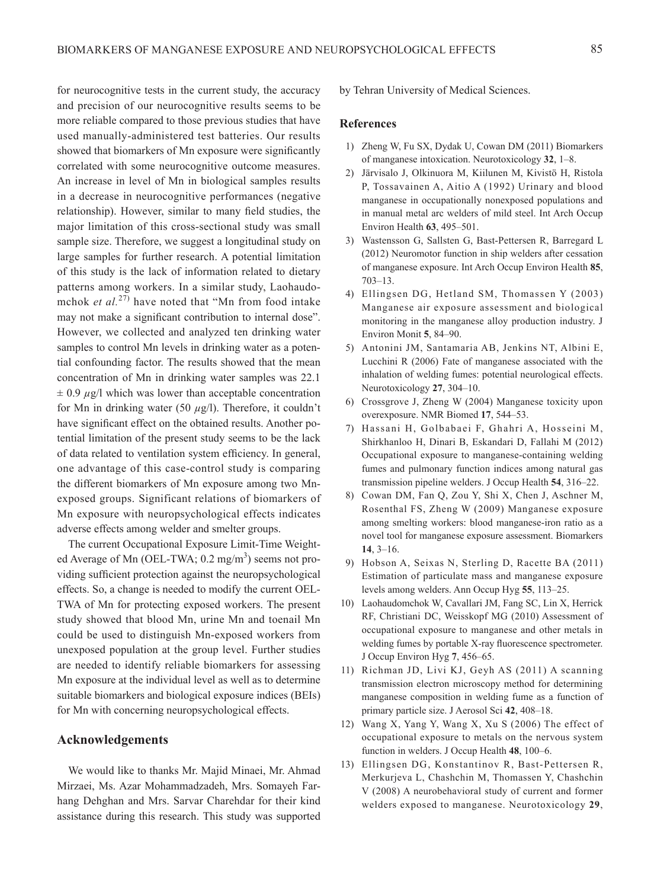for neurocognitive tests in the current study, the accuracy and precision of our neurocognitive results seems to be more reliable compared to those previous studies that have used manually-administered test batteries. Our results showed that biomarkers of Mn exposure were significantly correlated with some neurocognitive outcome measures. An increase in level of Mn in biological samples results in a decrease in neurocognitive performances (negative relationship). However, similar to many field studies, the major limitation of this cross-sectional study was small sample size. Therefore, we suggest a longitudinal study on large samples for further research. A potential limitation of this study is the lack of information related to dietary patterns among workers. In a similar study, Laohaudomchok *et al.*[27] have noted that "Mn from food intake may not make a significant contribution to internal dose". However, we collected and analyzed ten drinking water samples to control Mn levels in drinking water as a potential confounding factor. The results showed that the mean concentration of Mn in drinking water samples was 22.1 $\pm$ 0.9 $\mu$g/l which was lower than acceptable concentration for Mn in drinking water (50 $\mu$g/l). Therefore, it couldn't have significant effect on the obtained results. Another potential limitation of the present study seems to be the lack of data related to ventilation system efficiency. In general, one advantage of this case-control study is comparing the different biomarkers of Mn exposure among two Mn-exposed groups. Significant relations of biomarkers of Mn exposure with neuropsychological effects indicates adverse effects among welder and smelter groups.

The current Occupational Exposure Limit-Time Weighted Average of Mn (OEL-TWA; 0.2 mg/m$^3$) seems not providing sufficient protection against the neuropsychological effects. So, a change is needed to modify the current OEL-TWA of Mn for protecting exposed workers. The present study showed that blood Mn, urine Mn and toenail Mn could be used to distinguish Mn-exposed workers from unexposed population at the group level. Further studies are needed to identify reliable biomarkers for assessing Mn exposure at the individual level as well as to determine suitable biomarkers and biological exposure indices (BEIs) for Mn with concerning neuropsychological effects.

## Acknowledgements

We would like to thanks Mr. Majid Minaei, Mr. Ahmad Mirzaei, Ms. Azar Mohammadzadeh, Mrs. Somayeh Farhang Dehghan and Mrs. Sarvar Charehdar for their kind assistance during this research. This study was supported by Tehran University of Medical Sciences.

## References

1) Zheng W, Fu SX, Dydak U, Cowan DM (2011) Biomarkers of manganese intoxication. Neurotoxicology **32**, 1–8.
2) Järvisalo J, Olkinuora M, Kiilunen M, Kivistö H, Ristola P, Tossavainen A, Aitio A (1992) Urinary and blood manganese in occupationally nonexposed populations and in manual metal arc welders of mild steel. Int Arch Occup Environ Health **63**, 495–501.
3) Wastensson G, Sallsten G, Bast-Pettersen R, Barregard L (2012) Neuromotor function in ship welders after cessation of manganese exposure. Int Arch Occup Environ Health **85**, 703–13.
4) Ellingsen DG, Hetland SM, Thomassen Y (2003) Manganese air exposure assessment and biological monitoring in the manganese alloy production industry. J Environ Monit **5**, 84–90.
5) Antonini JM, Santamaria AB, Jenkins NT, Albini E, Lucchini R (2006) Fate of manganese associated with the inhalation of welding fumes: potential neurological effects. Neurotoxicology **27**, 304–10.
6) Crossgrove J, Zheng W (2004) Manganese toxicity upon overexposure. NMR Biomed **17**, 544–53.
7) Hassani H, Golbabaei F, Ghahri A, Hosseini M, Shirkhanloo H, Dinari B, Eskandari D, Fallahi M (2012) Occupational exposure to manganese-containing welding fumes and pulmonary function indices among natural gas transmission pipeline welders. J Occup Health **54**, 316–22.
8) Cowan DM, Fan Q, Zou Y, Shi X, Chen J, Aschner M, Rosenthal FS, Zheng W (2009) Manganese exposure among smelting workers: blood manganese-iron ratio as a novel tool for manganese exposure assessment. Biomarkers **14**, 3–16.
9) Hobson A, Seixas N, Sterling D, Racette BA (2011) Estimation of particulate mass and manganese exposure levels among welders. Ann Occup Hyg **55**, 113–25.
10) Laohaudomchok W, Cavallari JM, Fang SC, Lin X, Herrick RF, Christiani DC, Weisskopf MG (2010) Assessment of occupational exposure to manganese and other metals in welding fumes by portable X-ray fluorescence spectrometer. J Occup Environ Hyg **7**, 456–65.
11) Richman JD, Livi KJ, Geyh AS (2011) A scanning transmission electron microscopy method for determining manganese composition in welding fume as a function of primary particle size. J Aerosol Sci **42**, 408–18.
12) Wang X, Yang Y, Wang X, Xu S (2006) The effect of occupational exposure to metals on the nervous system function in welders. J Occup Health **48**, 100–6.
13) Ellingsen DG, Konstantinov R, Bast-Pettersen R, Merkurjeva L, Chashchin M, Thomassen Y, Chashchin V (2008) A neurobehavioral study of current and former welders exposed to manganese. Neurotoxicology **29**,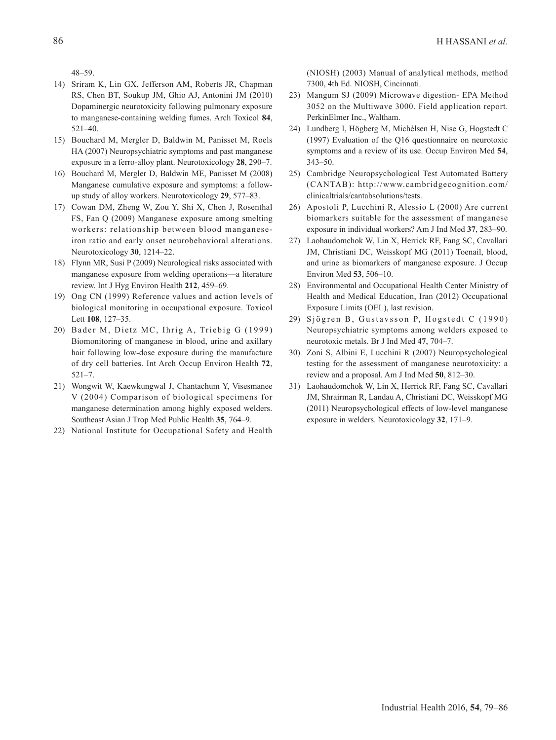48–59.

14) Sriram K, Lin GX, Jefferson AM, Roberts JR, Chapman RS, Chen BT, Soukup JM, Ghio AJ, Antonini JM (2010) Dopaminergic neurotoxicity following pulmonary exposure to manganese-containing welding fumes. Arch Toxicol **84**, 521–40.
15) Bouchard M, Mergler D, Baldwin M, Panisset M, Roels HA (2007) Neuropsychiatric symptoms and past manganese exposure in a ferro-alloy plant. Neurotoxicology **28**, 290–7.
16) Bouchard M, Mergler D, Baldwin ME, Panisset M (2008) Manganese cumulative exposure and symptoms: a follow-up study of alloy workers. Neurotoxicology **29**, 577–83.
17) Cowan DM, Zheng W, Zou Y, Shi X, Chen J, Rosenthal FS, Fan Q (2009) Manganese exposure among smelting workers: relationship between blood manganese-iron ratio and early onset neurobehavioral alterations. Neurotoxicology **30**, 1214–22.
18) Flynn MR, Susi P (2009) Neurological risks associated with manganese exposure from welding operations—a literature review. Int J Hyg Environ Health **212**, 459–69.
19) Ong CN (1999) Reference values and action levels of biological monitoring in occupational exposure. Toxicol Lett **108**, 127–35.
20) Bader M, Dietz MC, Ihrig A, Triebig G (1999) Biomonitoring of manganese in blood, urine and axillary hair following low-dose exposure during the manufacture of dry cell batteries. Int Arch Occup Environ Health **72**, 521–7.
21) Wongwit W, Kaewkungwal J, Chantachum Y, Visesmanee V (2004) Comparison of biological specimens for manganese determination among highly exposed welders. Southeast Asian J Trop Med Public Health **35**, 764–9.
22) National Institute for Occupational Safety and Health (NIOSH) (2003) Manual of analytical methods, method 7300, 4th Ed. NIOSH, Cincinnati.
23) Mangum SJ (2009) Microwave digestion- EPA Method 3052 on the Multiwave 3000. Field application report. PerkinElmer Inc., Waltham.
24) Lundberg I, Högberg M, Michélsen H, Nise G, Hogstedt C (1997) Evaluation of the Q16 questionnaire on neurotoxic symptoms and a review of its use. Occup Environ Med **54**, 343–50.
25) Cambridge Neuropsychological Test Automated Battery (CANTAB): http://www.cambridgecognition.com/clinicaltrials/cantabsolutions/tests.
26) Apostoli P, Lucchini R, Alessio L (2000) Are current biomarkers suitable for the assessment of manganese exposure in individual workers? Am J Ind Med **37**, 283–90.
27) Laohaudomchok W, Lin X, Herrick RF, Fang SC, Cavallari JM, Christiani DC, Weisskopf MG (2011) Toenail, blood, and urine as biomarkers of manganese exposure. J Occup Environ Med **53**, 506–10.
28) Environmental and Occupational Health Center Ministry of Health and Medical Education, Iran (2012) Occupational Exposure Limits (OEL), last revision.
29) Sjögren B, Gustavsson P, Hogstedt C (1990) Neuropsychiatric symptoms among welders exposed to neurotoxic metals. Br J Ind Med **47**, 704–7.
30) Zoni S, Albini E, Lucchini R (2007) Neuropsychological testing for the assessment of manganese neurotoxicity: a review and a proposal. Am J Ind Med **50**, 812–30.
31) Laohaudomchok W, Lin X, Herrick RF, Fang SC, Cavallari JM, Shrairman R, Landau A, Christiani DC, Weisskopf MG (2011) Neuropsychological effects of low-level manganese exposure in welders. Neurotoxicology **32**, 171–9.